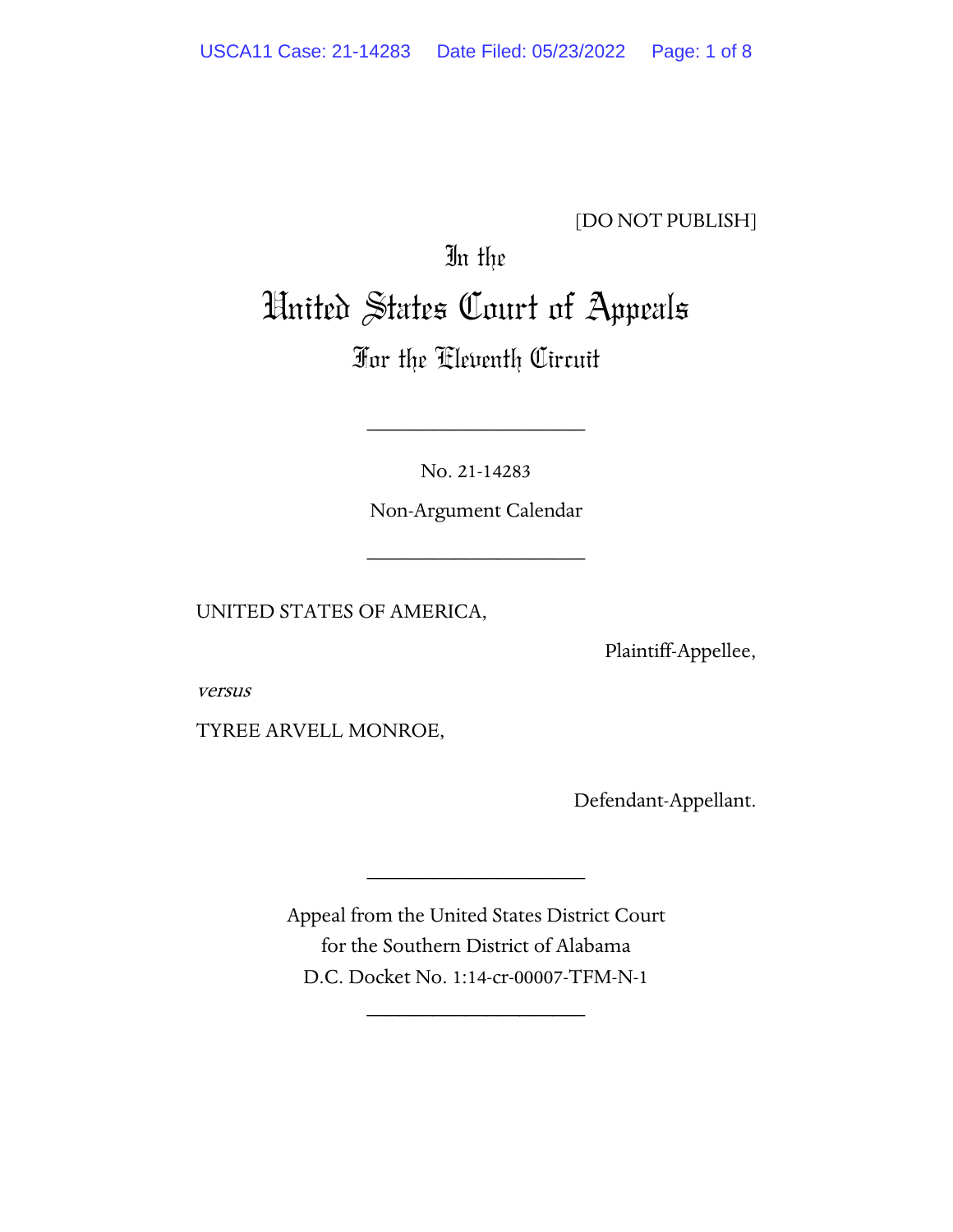[DO NOT PUBLISH]

# In the United States Court of Appeals For the Eleventh Circuit

---

No. 21-14283

Non-Argument Calendar

---

UNITED STATES OF AMERICA,

Plaintiff-Appellee,

*versus*

TYREE ARVELL MONROE,

Defendant-Appellant.

---

Appeal from the United States District Court for the Southern District of Alabama

D.C. Docket No. 1:14-cr-00007-TFM-N-1

---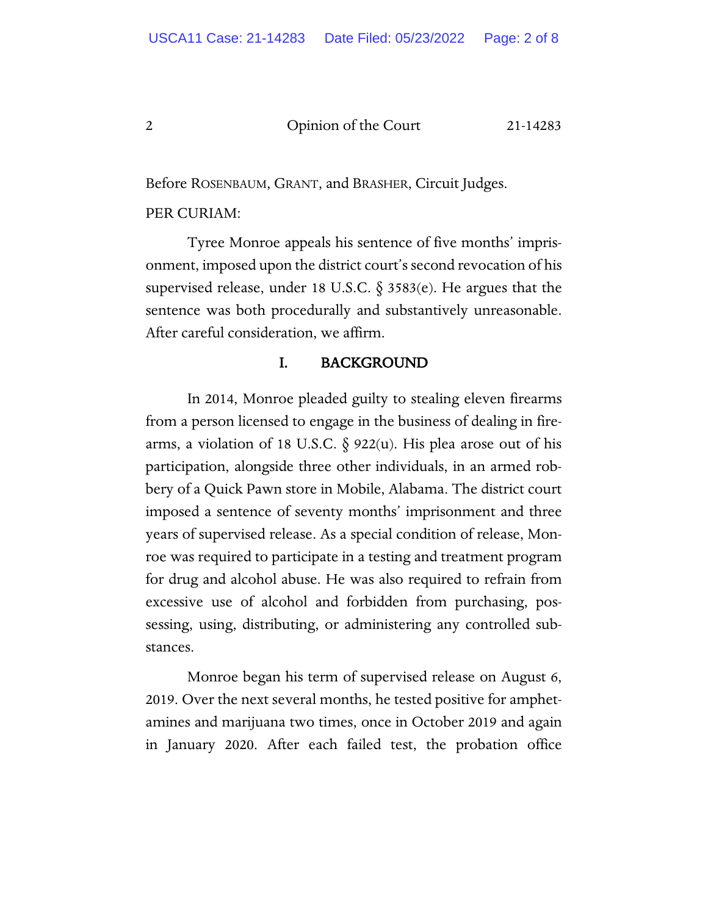Before ROSENBAUM, GRANT, and BRASHER, Circuit Judges.

PER CURIAM:

Tyree Monroe appeals his sentence of five months' imprisonment, imposed upon the district court's second revocation of his supervised release, under 18 U.S.C. § 3583(e). He argues that the sentence was both procedurally and substantively unreasonable. After careful consideration, we affirm.

## I. BACKGROUND

In 2014, Monroe pleaded guilty to stealing eleven firearms from a person licensed to engage in the business of dealing in firearms, a violation of 18 U.S.C. § 922(u). His plea arose out of his participation, alongside three other individuals, in an armed robbery of a Quick Pawn store in Mobile, Alabama. The district court imposed a sentence of seventy months' imprisonment and three years of supervised release. As a special condition of release, Monroe was required to participate in a testing and treatment program for drug and alcohol abuse. He was also required to refrain from excessive use of alcohol and forbidden from purchasing, possessing, using, distributing, or administering any controlled substances.

Monroe began his term of supervised release on August 6, 2019. Over the next several months, he tested positive for amphetamines and marijuana two times, once in October 2019 and again in January 2020. After each failed test, the probation office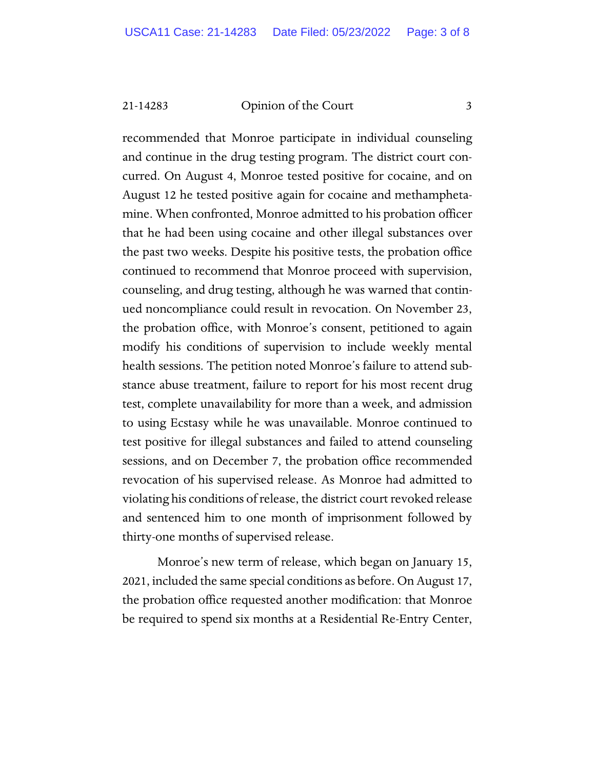recommended that Monroe participate in individual counseling and continue in the drug testing program. The district court concurred. On August 4, Monroe tested positive for cocaine, and on August 12 he tested positive again for cocaine and methamphetamine. When confronted, Monroe admitted to his probation officer that he had been using cocaine and other illegal substances over the past two weeks. Despite his positive tests, the probation office continued to recommend that Monroe proceed with supervision, counseling, and drug testing, although he was warned that continued noncompliance could result in revocation. On November 23, the probation office, with Monroe's consent, petitioned to again modify his conditions of supervision to include weekly mental health sessions. The petition noted Monroe's failure to attend substance abuse treatment, failure to report for his most recent drug test, complete unavailability for more than a week, and admission to using Ecstasy while he was unavailable. Monroe continued to test positive for illegal substances and failed to attend counseling sessions, and on December 7, the probation office recommended revocation of his supervised release. As Monroe had admitted to violating his conditions of release, the district court revoked release and sentenced him to one month of imprisonment followed by thirty-one months of supervised release.

Monroe's new term of release, which began on January 15, 2021, included the same special conditions as before. On August 17, the probation office requested another modification: that Monroe be required to spend six months at a Residential Re-Entry Center,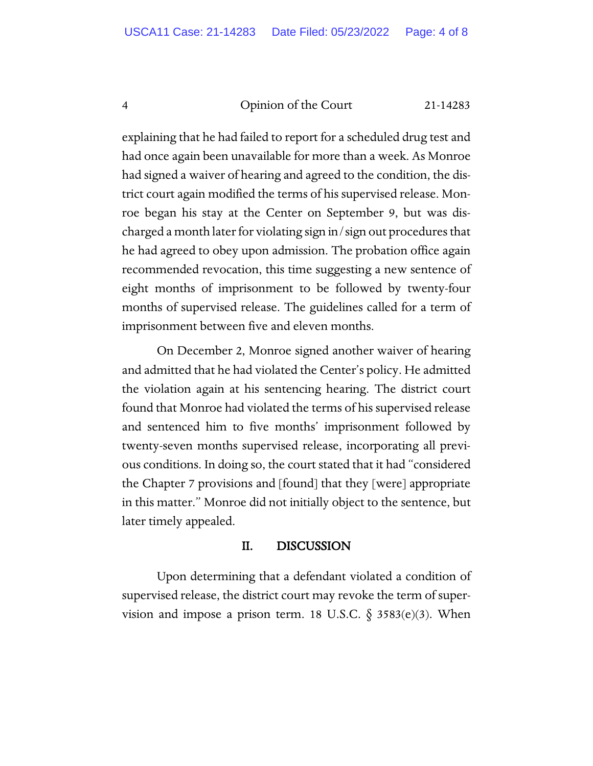explaining that he had failed to report for a scheduled drug test and had once again been unavailable for more than a week. As Monroe had signed a waiver of hearing and agreed to the condition, the district court again modified the terms of his supervised release. Monroe began his stay at the Center on September 9, but was discharged a month later for violating sign in / sign out procedures that he had agreed to obey upon admission. The probation office again recommended revocation, this time suggesting a new sentence of eight months of imprisonment to be followed by twenty-four months of supervised release. The guidelines called for a term of imprisonment between five and eleven months.

On December 2, Monroe signed another waiver of hearing and admitted that he had violated the Center's policy. He admitted the violation again at his sentencing hearing. The district court found that Monroe had violated the terms of his supervised release and sentenced him to five months' imprisonment followed by twenty-seven months supervised release, incorporating all previous conditions. In doing so, the court stated that it had "considered the Chapter 7 provisions and [found] that they [were] appropriate in this matter." Monroe did not initially object to the sentence, but later timely appealed.

## II. DISCUSSION

Upon determining that a defendant violated a condition of supervised release, the district court may revoke the term of supervision and impose a prison term. 18 U.S.C. § 3583(e)(3). When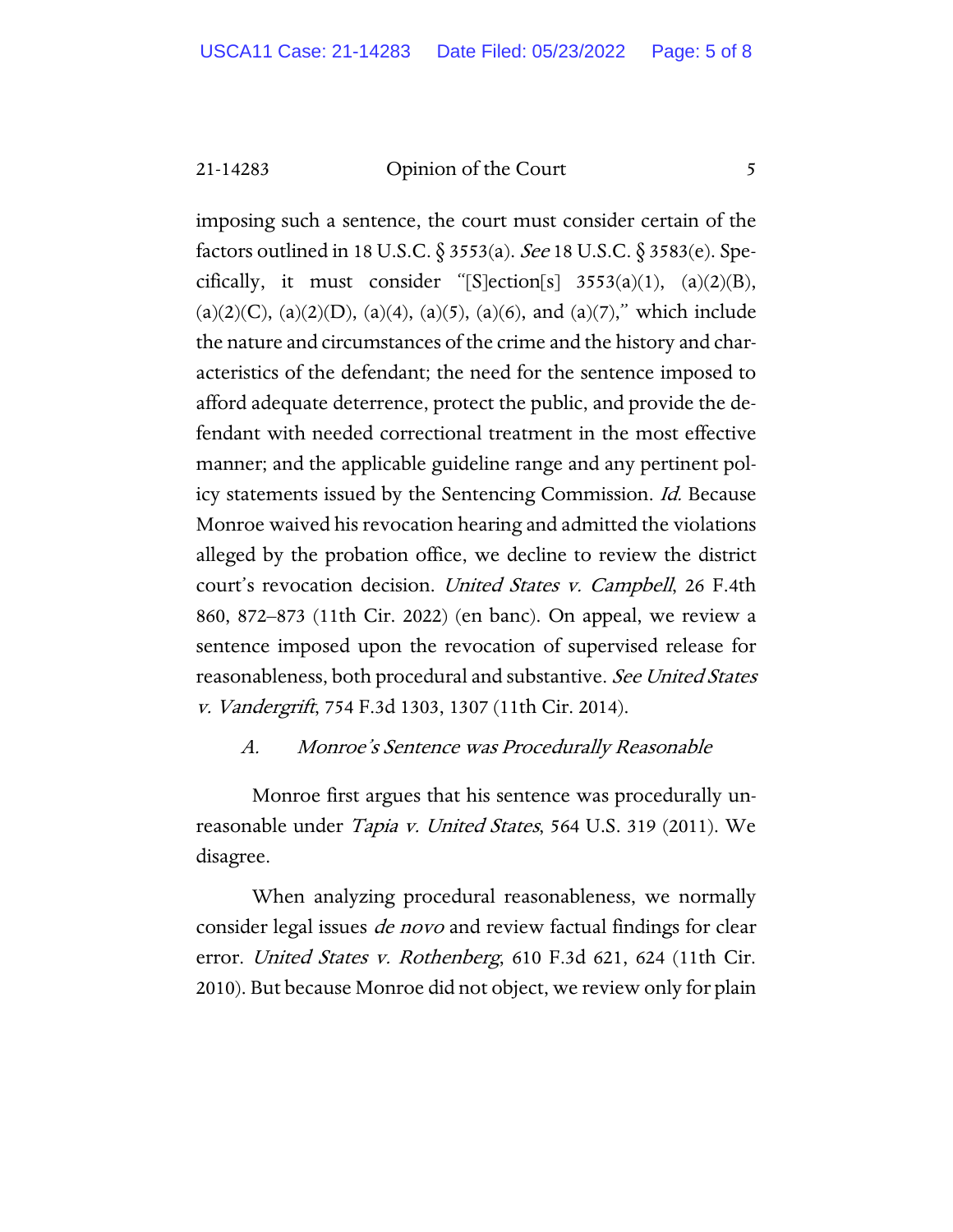imposing such a sentence, the court must consider certain of the factors outlined in 18 U.S.C. § 3553(a). *See* 18 U.S.C. § 3583(e). Specifically, it must consider "[S]ection[s] 3553(a)(1), (a)(2)(B), (a)(2)(C), (a)(2)(D), (a)(4), (a)(5), (a)(6), and (a)(7)," which include the nature and circumstances of the crime and the history and characteristics of the defendant; the need for the sentence imposed to afford adequate deterrence, protect the public, and provide the defendant with needed correctional treatment in the most effective manner; and the applicable guideline range and any pertinent policy statements issued by the Sentencing Commission. *Id.* Because Monroe waived his revocation hearing and admitted the violations alleged by the probation office, we decline to review the district court's revocation decision. *United States v. Campbell*, 26 F.4th 860, 872–873 (11th Cir. 2022) (en banc). On appeal, we review a sentence imposed upon the revocation of supervised release for reasonableness, both procedural and substantive. *See United States v. Vandergrift*, 754 F.3d 1303, 1307 (11th Cir. 2014).

### *A. Monroe's Sentence was Procedurally Reasonable*

Monroe first argues that his sentence was procedurally unreasonable under *Tapia v. United States*, 564 U.S. 319 (2011). We disagree.

When analyzing procedural reasonableness, we normally consider legal issues *de novo* and review factual findings for clear error. *United States v. Rothenberg*, 610 F.3d 621, 624 (11th Cir. 2010). But because Monroe did not object, we review only for plain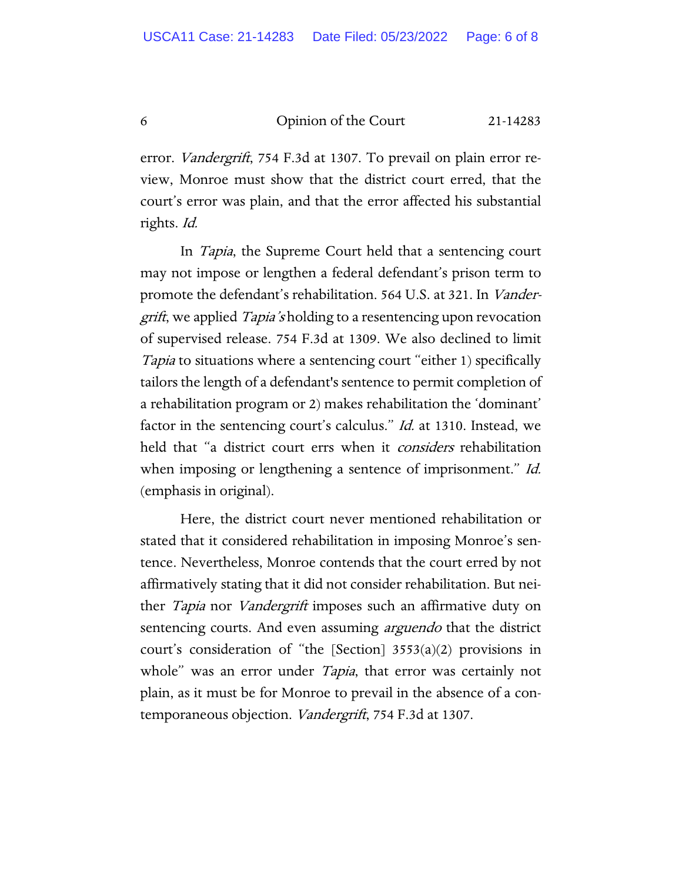error. *Vandergrift*, 754 F.3d at 1307. To prevail on plain error review, Monroe must show that the district court erred, that the court's error was plain, and that the error affected his substantial rights. *Id.*

In *Tapia*, the Supreme Court held that a sentencing court may not impose or lengthen a federal defendant's prison term to promote the defendant's rehabilitation. 564 U.S. at 321. In *Vandergrift*, we applied *Tapia's* holding to a resentencing upon revocation of supervised release. 754 F.3d at 1309. We also declined to limit *Tapia* to situations where a sentencing court "either 1) specifically tailors the length of a defendant's sentence to permit completion of a rehabilitation program or 2) makes rehabilitation the 'dominant' factor in the sentencing court's calculus." *Id.* at 1310. Instead, we held that "a district court errs when it *considers* rehabilitation when imposing or lengthening a sentence of imprisonment." *Id.* (emphasis in original).

Here, the district court never mentioned rehabilitation or stated that it considered rehabilitation in imposing Monroe's sentence. Nevertheless, Monroe contends that the court erred by not affirmatively stating that it did not consider rehabilitation. But neither *Tapia* nor *Vandergrift* imposes such an affirmative duty on sentencing courts. And even assuming *arguendo* that the district court's consideration of "the [Section] 3553(a)(2) provisions in whole" was an error under *Tapia*, that error was certainly not plain, as it must be for Monroe to prevail in the absence of a contemporaneous objection. *Vandergrift*, 754 F.3d at 1307.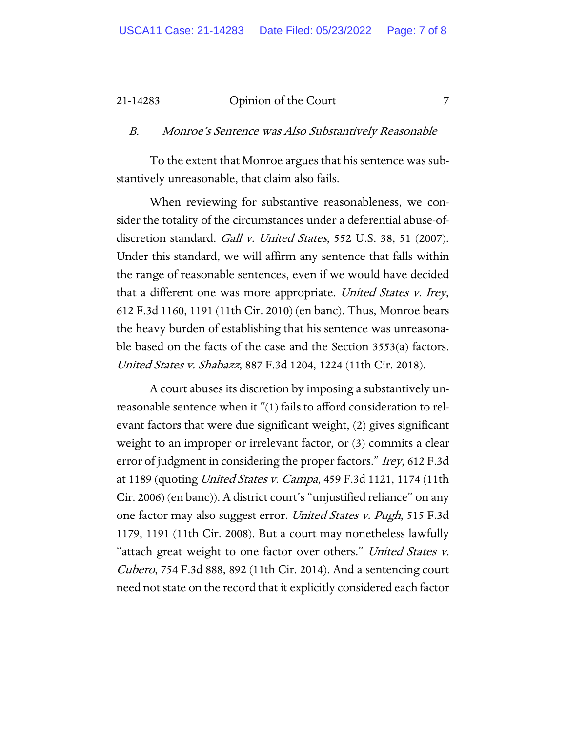### *B. Monroe's Sentence was Also Substantively Reasonable*

To the extent that Monroe argues that his sentence was substantively unreasonable, that claim also fails.

When reviewing for substantive reasonableness, we consider the totality of the circumstances under a deferential abuse-of-discretion standard. *Gall v. United States*, 552 U.S. 38, 51 (2007). Under this standard, we will affirm any sentence that falls within the range of reasonable sentences, even if we would have decided that a different one was more appropriate. *United States v. Irey*, 612 F.3d 1160, 1191 (11th Cir. 2010) (en banc). Thus, Monroe bears the heavy burden of establishing that his sentence was unreasonable based on the facts of the case and the Section 3553(a) factors. *United States v. Shabazz*, 887 F.3d 1204, 1224 (11th Cir. 2018).

A court abuses its discretion by imposing a substantively unreasonable sentence when it "(1) fails to afford consideration to relevant factors that were due significant weight, (2) gives significant weight to an improper or irrelevant factor, or (3) commits a clear error of judgment in considering the proper factors." *Irey*, 612 F.3d at 1189 (quoting *United States v. Campa*, 459 F.3d 1121, 1174 (11th Cir. 2006) (en banc)). A district court's "unjustified reliance" on any one factor may also suggest error. *United States v. Pugh*, 515 F.3d 1179, 1191 (11th Cir. 2008). But a court may nonetheless lawfully "attach great weight to one factor over others." *United States v. Cubero*, 754 F.3d 888, 892 (11th Cir. 2014). And a sentencing court need not state on the record that it explicitly considered each factor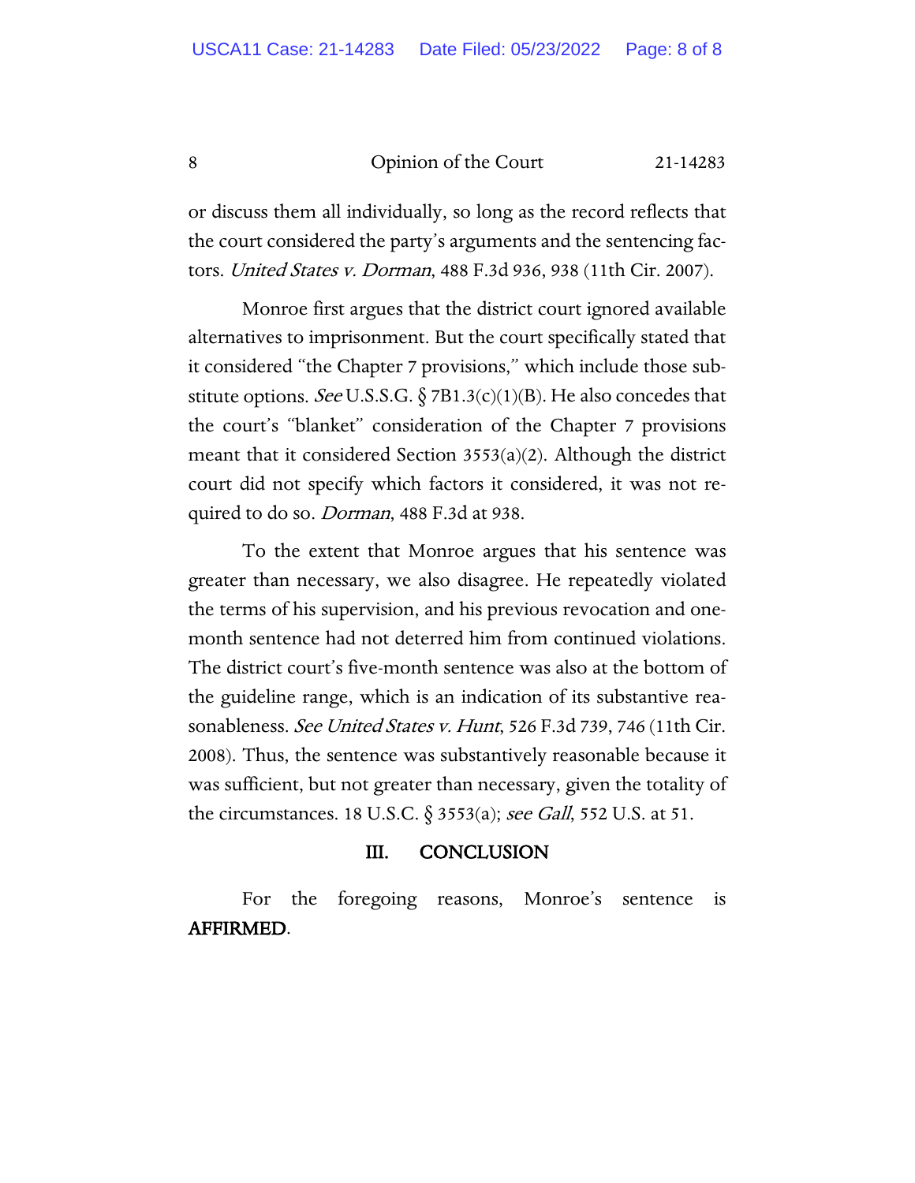or discuss them all individually, so long as the record reflects that the court considered the party's arguments and the sentencing factors. *United States v. Dorman*, 488 F.3d 936, 938 (11th Cir. 2007).

Monroe first argues that the district court ignored available alternatives to imprisonment. But the court specifically stated that it considered "the Chapter 7 provisions," which include those substitute options. *See* U.S.S.G. § 7B1.3(c)(1)(B). He also concedes that the court's "blanket" consideration of the Chapter 7 provisions meant that it considered Section 3553(a)(2). Although the district court did not specify which factors it considered, it was not required to do so. *Dorman*, 488 F.3d at 938.

To the extent that Monroe argues that his sentence was greater than necessary, we also disagree. He repeatedly violated the terms of his supervision, and his previous revocation and one-month sentence had not deterred him from continued violations. The district court's five-month sentence was also at the bottom of the guideline range, which is an indication of its substantive reasonableness. *See United States v. Hunt*, 526 F.3d 739, 746 (11th Cir. 2008). Thus, the sentence was substantively reasonable because it was sufficient, but not greater than necessary, given the totality of the circumstances. 18 U.S.C. § 3553(a); *see Gall*, 552 U.S. at 51.

## III. CONCLUSION

For the foregoing reasons, Monroe's sentence is **AFFIRMED**.